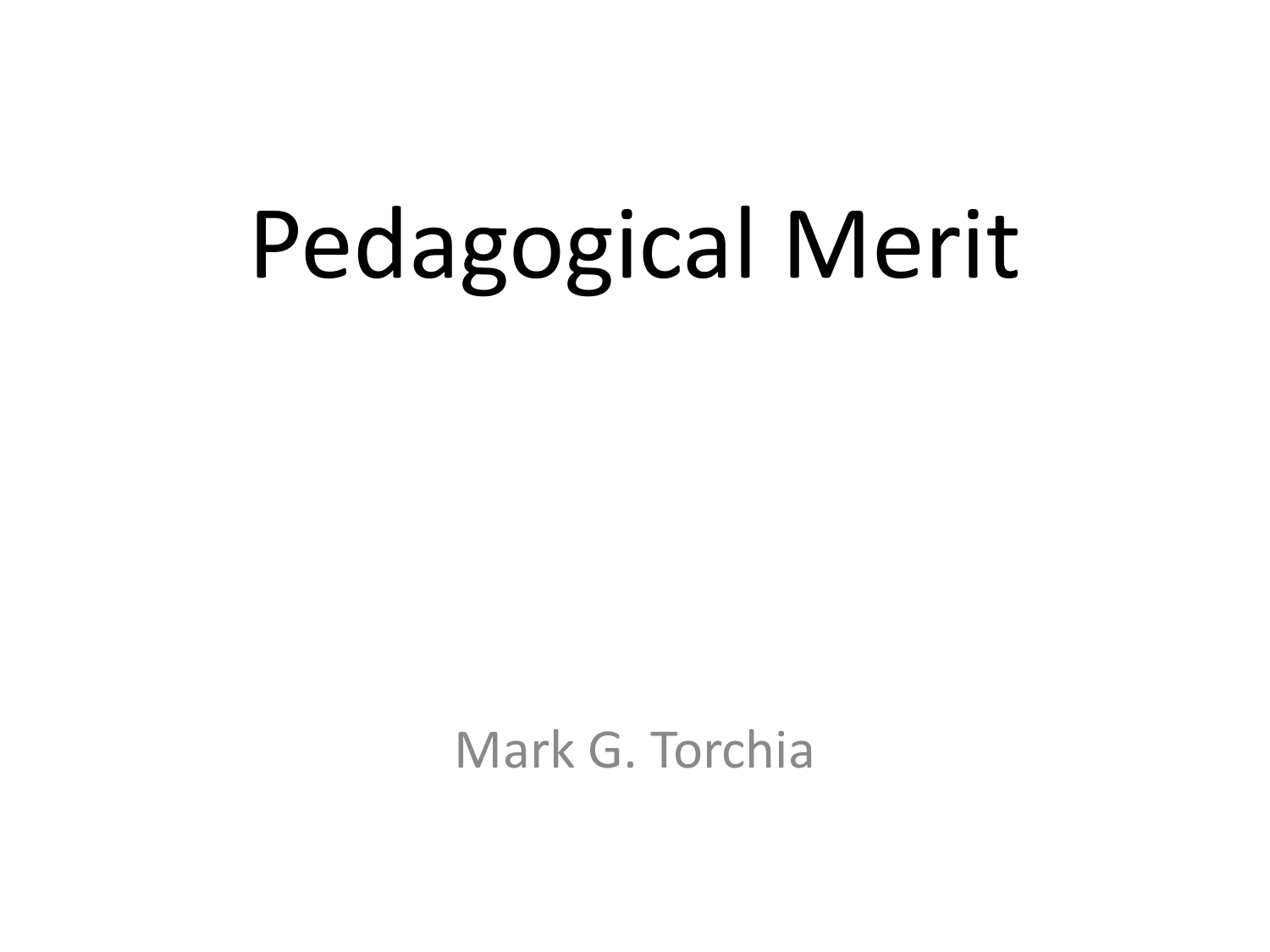# Pedagogical Merit

Mark G. Torchia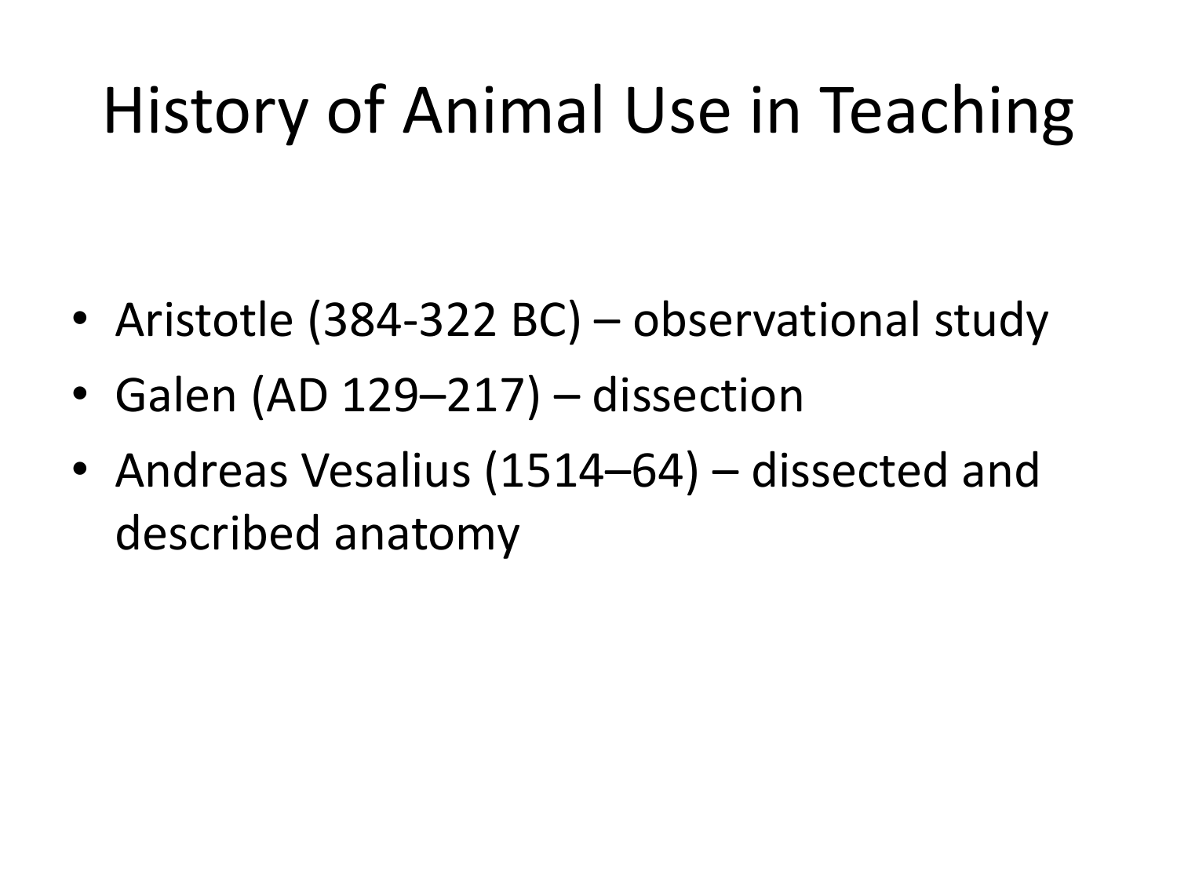# History of Animal Use in Teaching

- Aristotle (384-322 BC) – observational study
- Galen (AD 129–217) – dissection
- Andreas Vesalius (1514–64) – dissected and described anatomy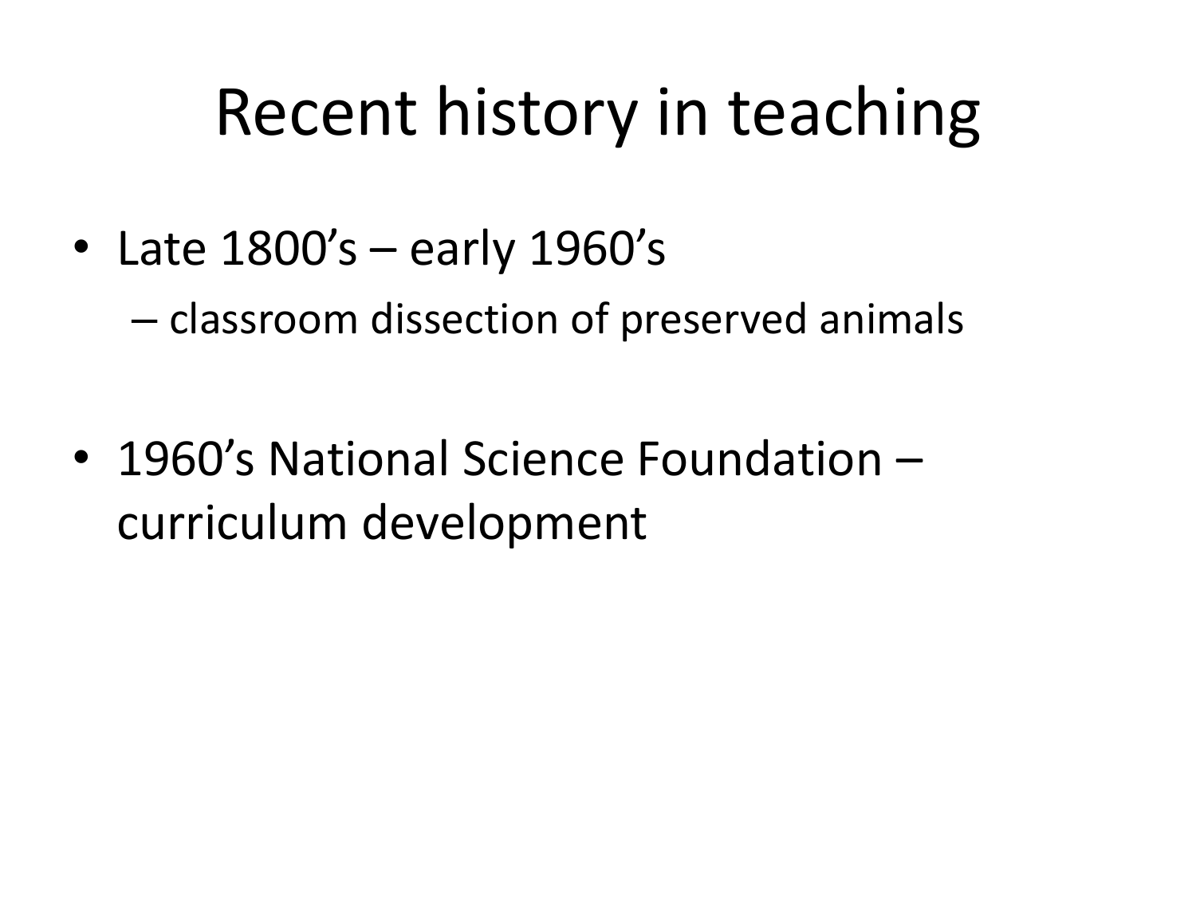# Recent history in teaching

- Late 1800's – early 1960's
  - classroom dissection of preserved animals
- 1960's National Science Foundation – curriculum development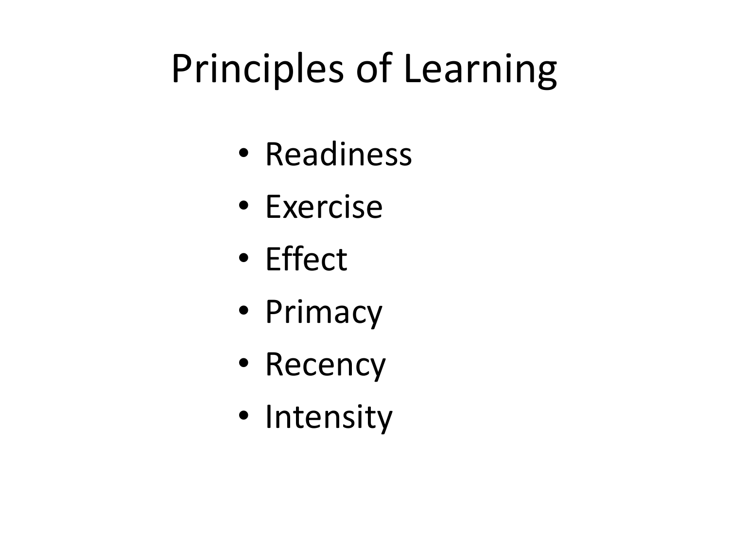# Principles of Learning

- Readiness
- Exercise
- Effect
- Primacy
- Recency
- Intensity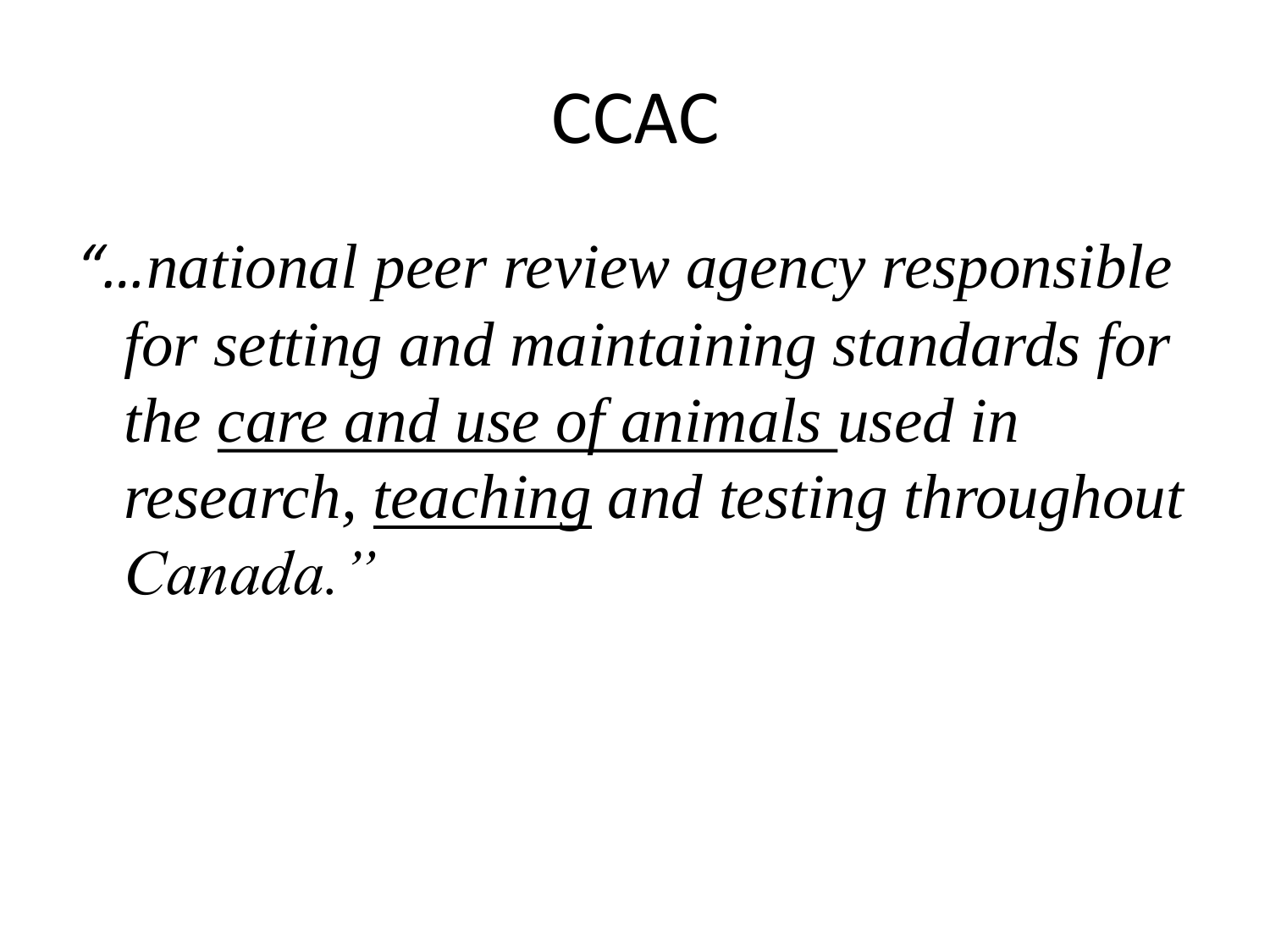# CCAC

*"...national peer review agency responsible for setting and maintaining standards for the <u>care and use of animals</u> used in research, <u>teaching</u> and testing throughout Canada."*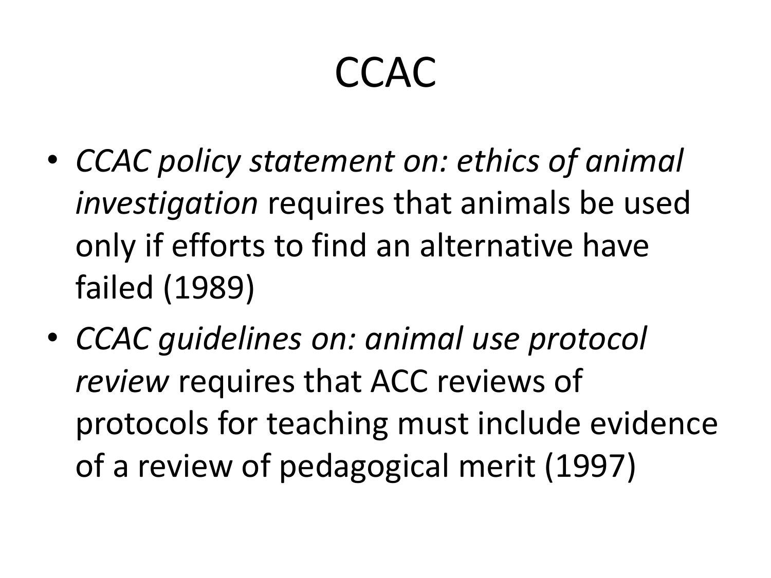# CCAC

- *CCAC policy statement on: ethics of animal investigation* requires that animals be used only if efforts to find an alternative have failed (1989)
- *CCAC guidelines on: animal use protocol review* requires that ACC reviews of protocols for teaching must include evidence of a review of pedagogical merit (1997)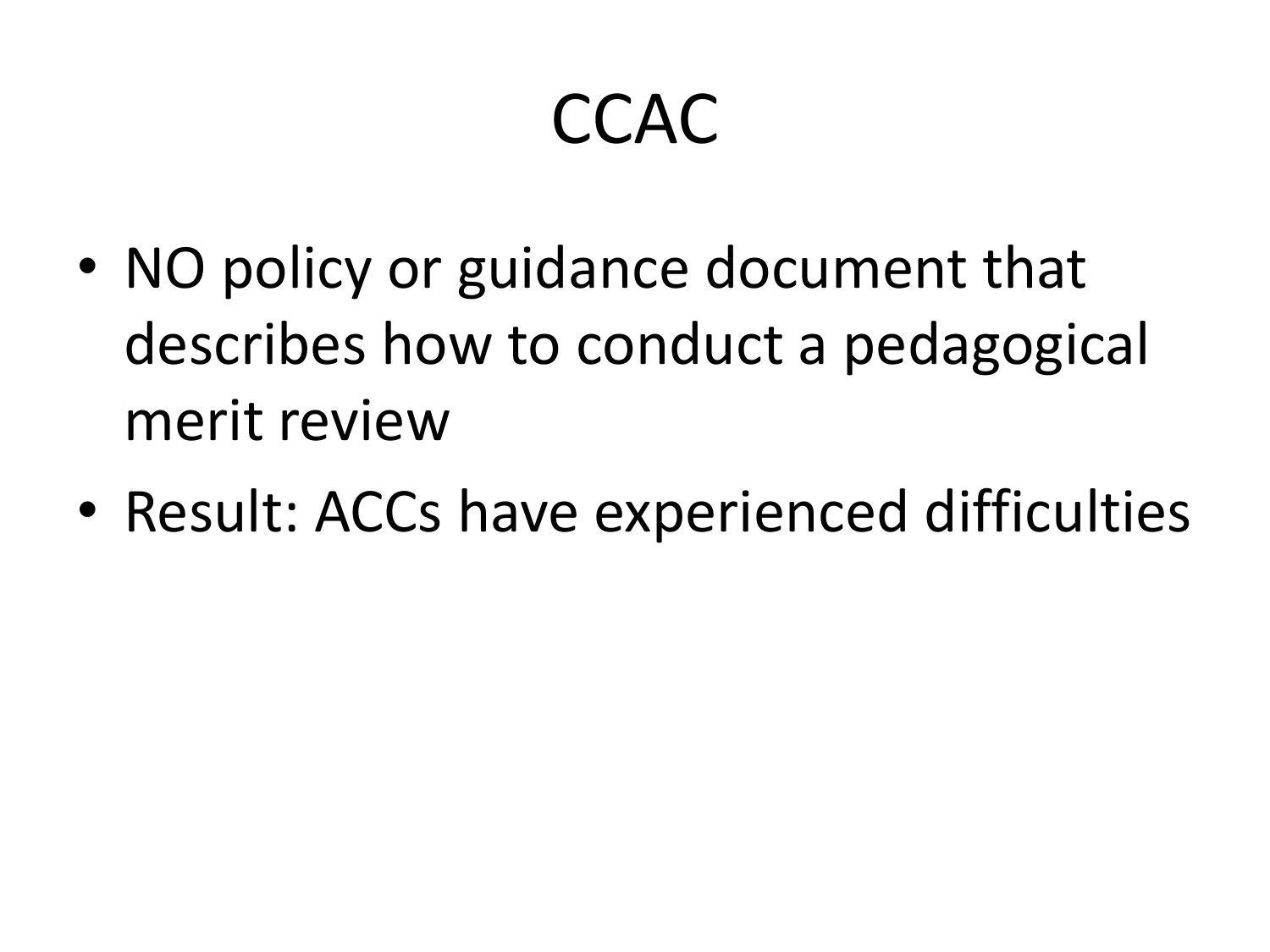# CCAC

- NO policy or guidance document that describes how to conduct a pedagogical merit review
- Result: ACCs have experienced difficulties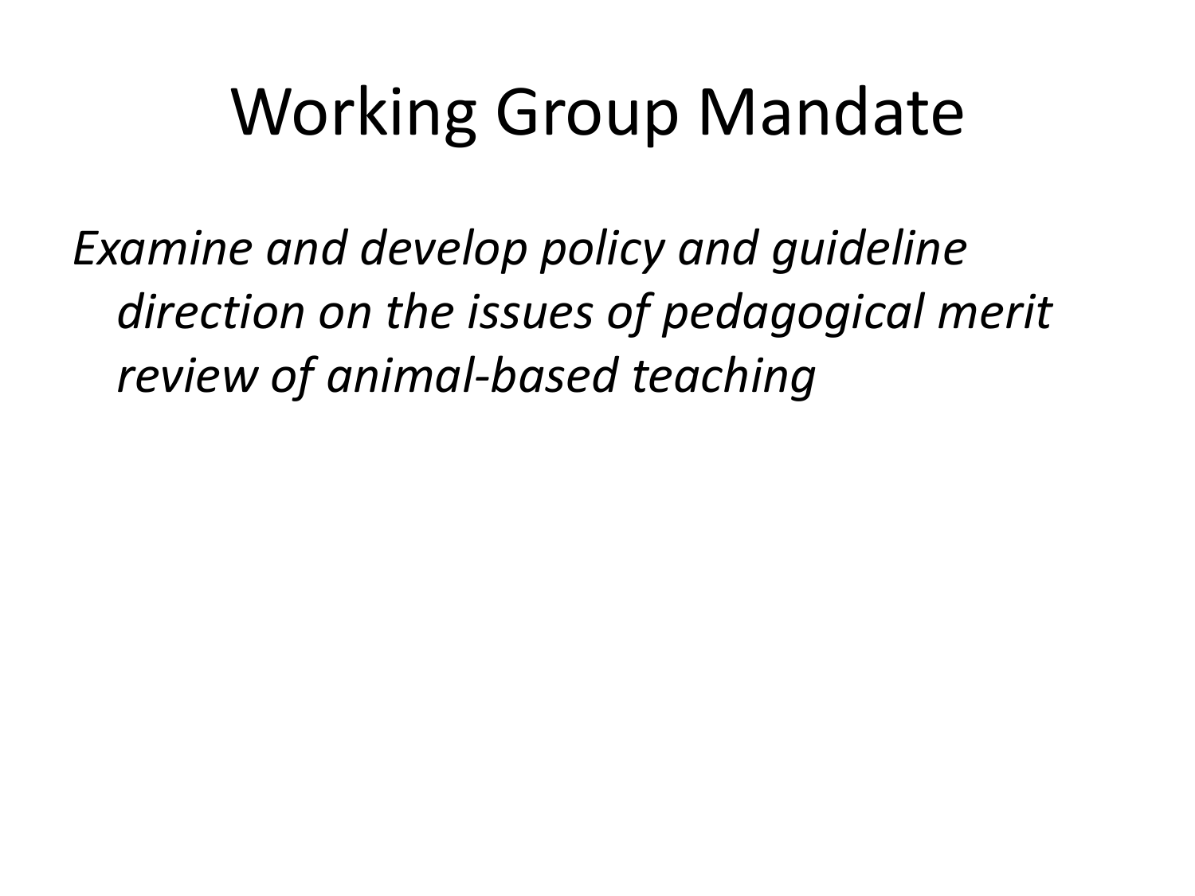# Working Group Mandate

*Examine and develop policy and guideline direction on the issues of pedagogical merit review of animal-based teaching*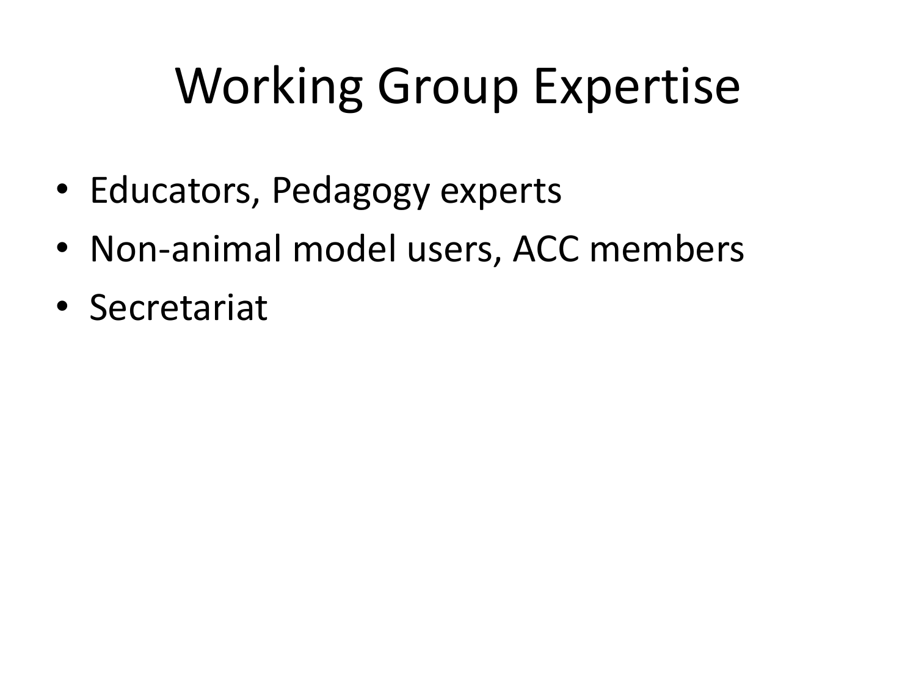# Working Group Expertise

- Educators, Pedagogy experts
- Non-animal model users, ACC members
- Secretariat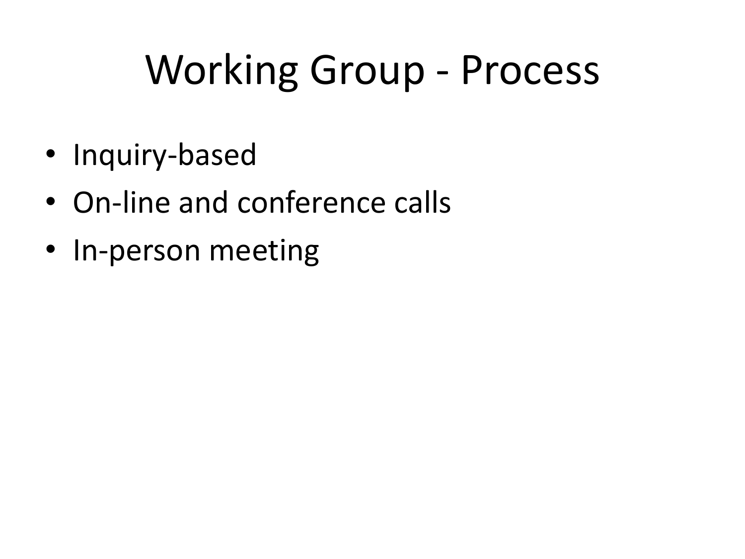# Working Group - Process

- Inquiry-based
- On-line and conference calls
- In-person meeting